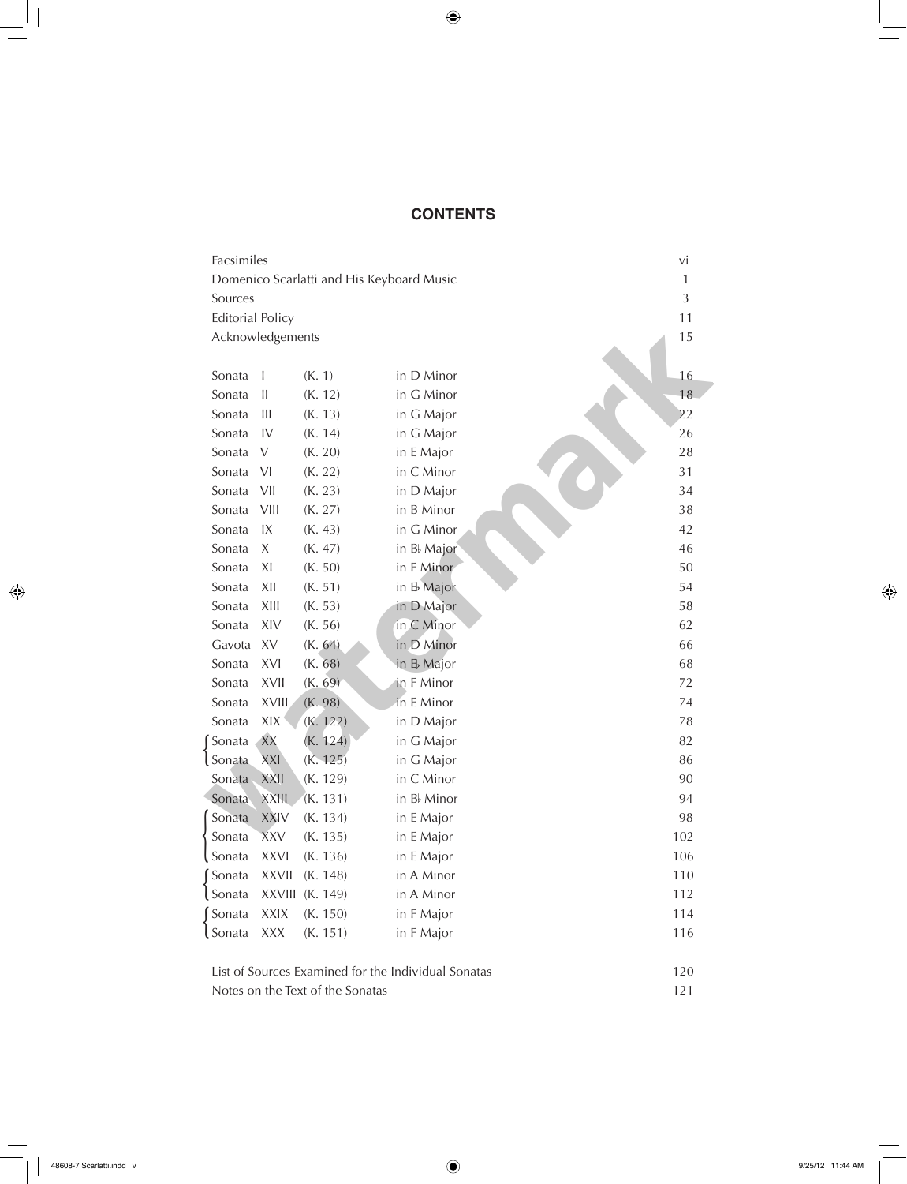# CONTENTS

| | | | | |
|---|---|---|---|---|
| Facsimiles | | | | vi |
| Domenico Scarlatti and His Keyboard Music | | | | 1 |
| Sources | | | | 3 |
| Editorial Policy | | | | 11 |
| Acknowledgements | | | | 15 |
| Sonata | I | (K. 1) | in D Minor | 16 |
| Sonata | II | (K. 12) | in G Minor | 18 |
| Sonata | III | (K. 13) | in G Major | 22 |
| Sonata | IV | (K. 14) | in G Major | 26 |
| Sonata | V | (K. 20) | in E Major | 28 |
| Sonata | VI | (K. 22) | in C Minor | 31 |
| Sonata | VII | (K. 23) | in D Major | 34 |
| Sonata | VIII | (K. 27) | in B Minor | 38 |
| Sonata | IX | (K. 43) | in G Minor | 42 |
| Sonata | X | (K. 47) | in B♭ Major | 46 |
| Sonata | XI | (K. 50) | in F Minor | 50 |
| Sonata | XII | (K. 51) | in E♭ Major | 54 |
| Sonata | XIII | (K. 53) | in D Major | 58 |
| Sonata | XIV | (K. 56) | in C Minor | 62 |
| Gavota | XV | (K. 64) | in D Minor | 66 |
| Sonata | XVI | (K. 68) | in E♭ Major | 68 |
| Sonata | XVII | (K. 69) | in F Minor | 72 |
| Sonata | XVIII | (K. 98) | in E Minor | 74 |
| Sonata | XIX | (K. 122) | in D Major | 78 |
| Sonata | XX | (K. 124) | in G Major | 82 |
| Sonata | XXI | (K. 125) | in G Major | 86 |
| Sonata | XXII | (K. 129) | in C Minor | 90 |
| Sonata | XXIII | (K. 131) | in B♭ Minor | 94 |
| Sonata | XXIV | (K. 134) | in E Major | 98 |
| Sonata | XXV | (K. 135) | in E Major | 102 |
| Sonata | XXVI | (K. 136) | in E Major | 106 |
| Sonata | XXVII | (K. 148) | in A Minor | 110 |
| Sonata | XXVIII | (K. 149) | in A Minor | 112 |
| Sonata | XXIX | (K. 150) | in F Major | 114 |
| Sonata | XXX | (K. 151) | in F Major | 116 |
| List of Sources Examined for the Individual Sonatas | | | | 120 |
| Notes on the Text of the Sonatas | | | | 121 |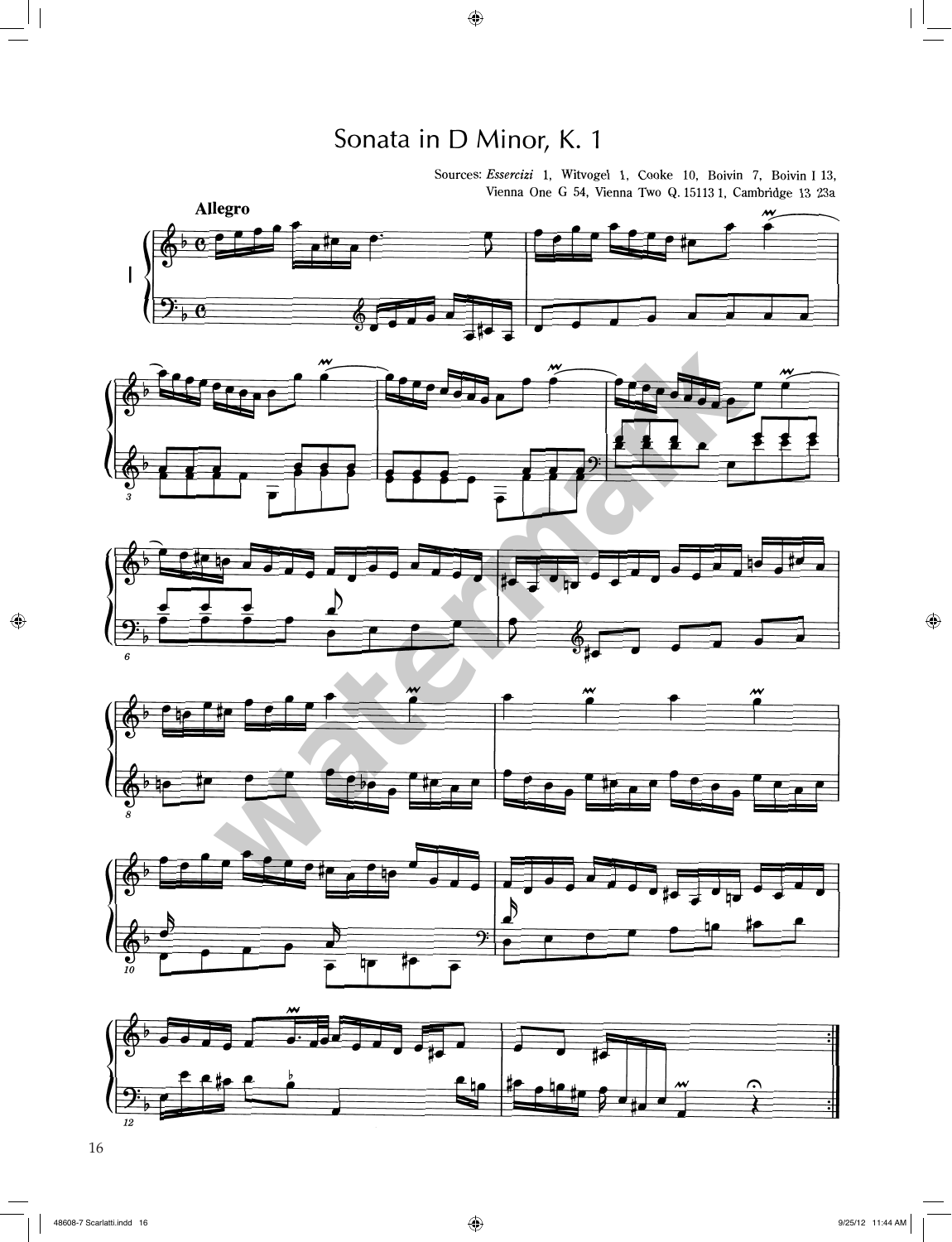# Sonata in D Minor, K. 1

Sources: *Essercizi* 1, Witvogel 1, Cooke 10, Boivin 7, Boivin I 13, Vienna One G 54, Vienna Two Q. 15113 1, Cambridge 13 23a

**Allegro**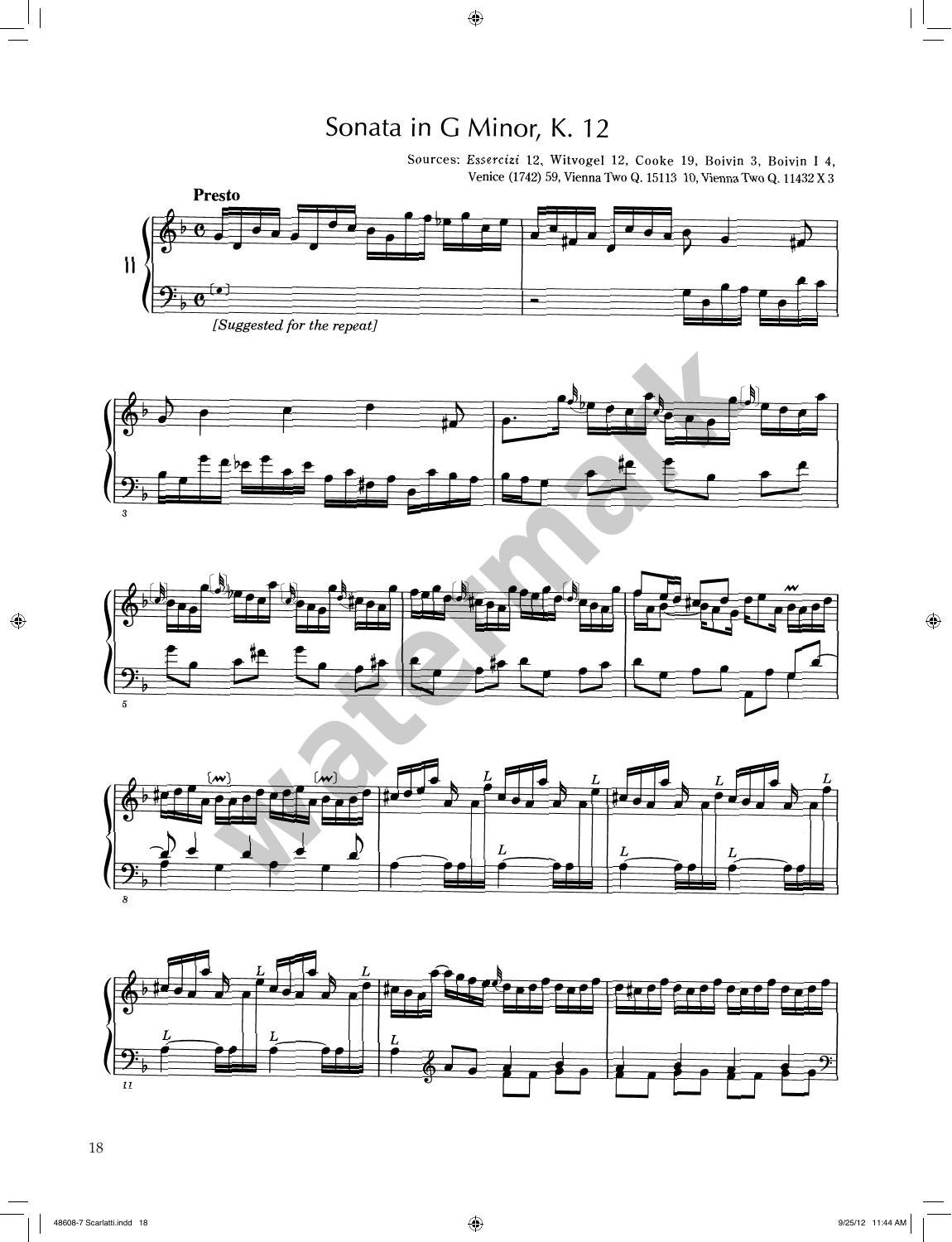# Sonata in G Minor, K. 12

Sources: *Essercizi* 12, Witvogel 12, Cooke 19, Boivin 3, Boivin I 4, Venice (1742) 59, Vienna Two Q. 15113 10, Vienna Two Q. 11432 X 3

**Presto**

*[Suggested for the repeat]*